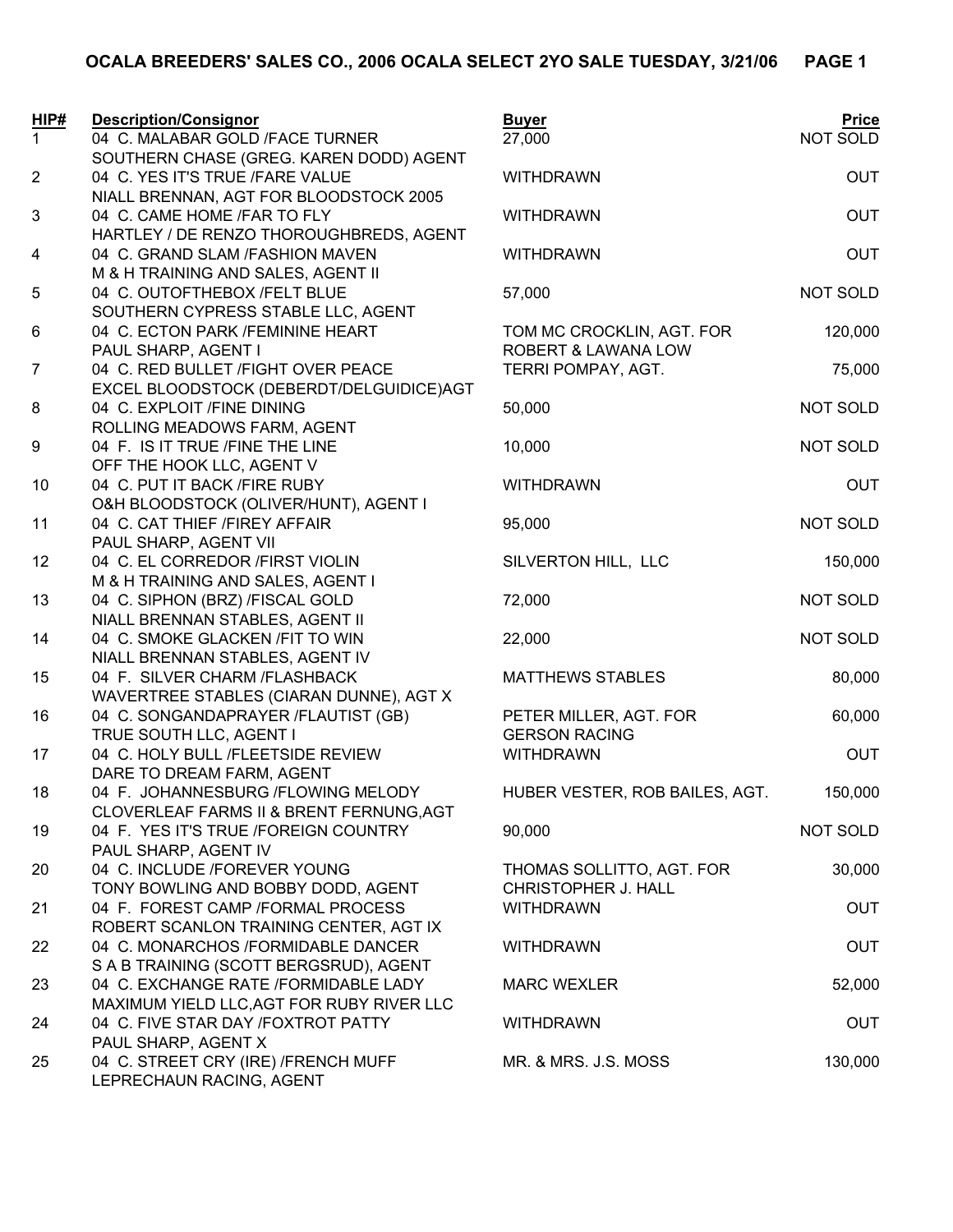# OCALA BREEDERS' SALES CO., 2006 OCALA SELECT 2YO SALE TUESDAY, 3/21/06

| HIP# | Description/Consignor | Buyer | Price |
|---|---|---|---|
| 1 | 04 C. MALABAR GOLD /FACE TURNER<br>SOUTHERN CHASE (GREG. KAREN DODD) AGENT | 27,000 | NOT SOLD |
| 2 | 04 C. YES IT'S TRUE /FARE VALUE<br>NIALL BRENNAN, AGT FOR BLOODSTOCK 2005 | WITHDRAWN | OUT |
| 3 | 04 C. CAME HOME /FAR TO FLY<br>HARTLEY / DE RENZO THOROUGHBREDS, AGENT | WITHDRAWN | OUT |
| 4 | 04 C. GRAND SLAM /FASHION MAVEN<br>M & H TRAINING AND SALES, AGENT II | WITHDRAWN | OUT |
| 5 | 04 C. OUTOFTHEBOX /FELT BLUE<br>SOUTHERN CYPRESS STABLE LLC, AGENT | 57,000 | NOT SOLD |
| 6 | 04 C. ECTON PARK /FEMININE HEART<br>PAUL SHARP, AGENT I | TOM MC CROCKLIN, AGT. FOR<br>ROBERT & LAWANA LOW | 120,000 |
| 7 | 04 C. RED BULLET /FIGHT OVER PEACE<br>EXCEL BLOODSTOCK (DEBERDT/DELGUIDICE)AGT | TERRI POMPAY, AGT. | 75,000 |
| 8 | 04 C. EXPLOIT /FINE DINING<br>ROLLING MEADOWS FARM, AGENT | 50,000 | NOT SOLD |
| 9 | 04 F. IS IT TRUE /FINE THE LINE<br>OFF THE HOOK LLC, AGENT V | 10,000 | NOT SOLD |
| 10 | 04 C. PUT IT BACK /FIRE RUBY<br>O&H BLOODSTOCK (OLIVER/HUNT), AGENT I | WITHDRAWN | OUT |
| 11 | 04 C. CAT THIEF /FIREY AFFAIR<br>PAUL SHARP, AGENT VII | 95,000 | NOT SOLD |
| 12 | 04 C. EL CORREDOR /FIRST VIOLIN<br>M & H TRAINING AND SALES, AGENT I | SILVERTON HILL, LLC | 150,000 |
| 13 | 04 C. SIPHON (BRZ) /FISCAL GOLD<br>NIALL BRENNAN STABLES, AGENT II | 72,000 | NOT SOLD |
| 14 | 04 C. SMOKE GLACKEN /FIT TO WIN<br>NIALL BRENNAN STABLES, AGENT IV | 22,000 | NOT SOLD |
| 15 | 04 F. SILVER CHARM /FLASHBACK<br>WAVERTREE STABLES (CIARAN DUNNE), AGT X | MATTHEWS STABLES | 80,000 |
| 16 | 04 C. SONGANDAPRAYER /FLAUTIST (GB)<br>TRUE SOUTH LLC, AGENT I | PETER MILLER, AGT. FOR<br>GERSON RACING | 60,000 |
| 17 | 04 C. HOLY BULL /FLEETSIDE REVIEW<br>DARE TO DREAM FARM, AGENT | WITHDRAWN | OUT |
| 18 | 04 F. JOHANNESBURG /FLOWING MELODY<br>CLOVERLEAF FARMS II & BRENT FERNUNG,AGT | HUBER VESTER, ROB BAILES, AGT. | 150,000 |
| 19 | 04 F. YES IT'S TRUE /FOREIGN COUNTRY<br>PAUL SHARP, AGENT IV | 90,000 | NOT SOLD |
| 20 | 04 C. INCLUDE /FOREVER YOUNG<br>TONY BOWLING AND BOBBY DODD, AGENT | THOMAS SOLLITTO, AGT. FOR<br>CHRISTOPHER J. HALL | 30,000 |
| 21 | 04 F. FOREST CAMP /FORMAL PROCESS<br>ROBERT SCANLON TRAINING CENTER, AGT IX | WITHDRAWN | OUT |
| 22 | 04 C. MONARCHOS /FORMIDABLE DANCER<br>S A B TRAINING (SCOTT BERGSRUD), AGENT | WITHDRAWN | OUT |
| 23 | 04 C. EXCHANGE RATE /FORMIDABLE LADY<br>MAXIMUM YIELD LLC,AGT FOR RUBY RIVER LLC | MARC WEXLER | 52,000 |
| 24 | 04 C. FIVE STAR DAY /FOXTROT PATTY<br>PAUL SHARP, AGENT X | WITHDRAWN | OUT |
| 25 | 04 C. STREET CRY (IRE) /FRENCH MUFF<br>LEPRECHAUN RACING, AGENT | MR. & MRS. J.S. MOSS | 130,000 |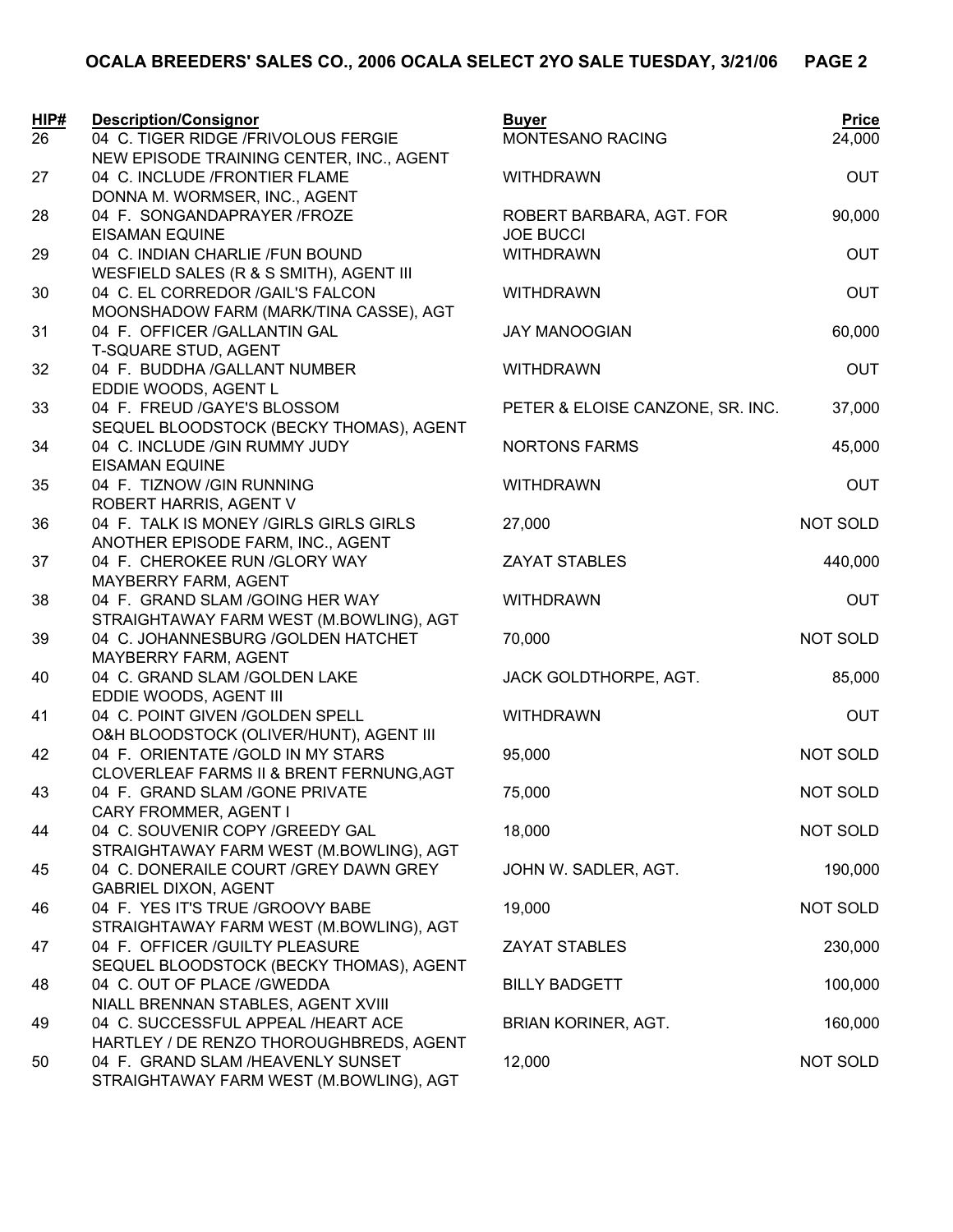**OCALA BREEDERS' SALES CO., 2006 OCALA SELECT 2YO SALE TUESDAY, 3/21/06 PAGE 2**

| HIP# | Description/Consignor | Buyer | Price |
|---|---|---|---|
| 26 | 04 C. TIGER RIDGE /FRIVOLOUS FERGIE<br>NEW EPISODE TRAINING CENTER, INC., AGENT | MONTESANO RACING | 24,000 |
| 27 | 04 C. INCLUDE /FRONTIER FLAME<br>DONNA M. WORMSER, INC., AGENT | WITHDRAWN | OUT |
| 28 | 04 F. SONGANDAPRAYER /FROZE<br>EISAMAN EQUINE | ROBERT BARBARA, AGT. FOR<br>JOE BUCCI | 90,000 |
| 29 | 04 C. INDIAN CHARLIE /FUN BOUND<br>WESFIELD SALES (R & S SMITH), AGENT III | WITHDRAWN | OUT |
| 30 | 04 C. EL CORREDOR /GAIL'S FALCON<br>MOONSHADOW FARM (MARK/TINA CASSE), AGT | WITHDRAWN | OUT |
| 31 | 04 F. OFFICER /GALLANTIN GAL<br>T-SQUARE STUD, AGENT | JAY MANOOGIAN | 60,000 |
| 32 | 04 F. BUDDHA /GALLANT NUMBER<br>EDDIE WOODS, AGENT L | WITHDRAWN | OUT |
| 33 | 04 F. FREUD /GAYE'S BLOSSOM<br>SEQUEL BLOODSTOCK (BECKY THOMAS), AGENT | PETER & ELOISE CANZONE, SR. INC. | 37,000 |
| 34 | 04 C. INCLUDE /GIN RUMMY JUDY<br>EISAMAN EQUINE | NORTONS FARMS | 45,000 |
| 35 | 04 F. TIZNOW /GIN RUNNING<br>ROBERT HARRIS, AGENT V | WITHDRAWN | OUT |
| 36 | 04 F. TALK IS MONEY /GIRLS GIRLS GIRLS<br>ANOTHER EPISODE FARM, INC., AGENT | 27,000 | NOT SOLD |
| 37 | 04 F. CHEROKEE RUN /GLORY WAY<br>MAYBERRY FARM, AGENT | ZAYAT STABLES | 440,000 |
| 38 | 04 F. GRAND SLAM /GOING HER WAY<br>STRAIGHTAWAY FARM WEST (M.BOWLING), AGT | WITHDRAWN | OUT |
| 39 | 04 C. JOHANNESBURG /GOLDEN HATCHET<br>MAYBERRY FARM, AGENT | 70,000 | NOT SOLD |
| 40 | 04 C. GRAND SLAM /GOLDEN LAKE<br>EDDIE WOODS, AGENT III | JACK GOLDTHORPE, AGT. | 85,000 |
| 41 | 04 C. POINT GIVEN /GOLDEN SPELL<br>O&H BLOODSTOCK (OLIVER/HUNT), AGENT III | WITHDRAWN | OUT |
| 42 | 04 F. ORIENTATE /GOLD IN MY STARS<br>CLOVERLEAF FARMS II & BRENT FERNUNG,AGT | 95,000 | NOT SOLD |
| 43 | 04 F. GRAND SLAM /GONE PRIVATE<br>CARY FROMMER, AGENT I | 75,000 | NOT SOLD |
| 44 | 04 C. SOUVENIR COPY /GREEDY GAL<br>STRAIGHTAWAY FARM WEST (M.BOWLING), AGT | 18,000 | NOT SOLD |
| 45 | 04 C. DONERAILE COURT /GREY DAWN GREY<br>GABRIEL DIXON, AGENT | JOHN W. SADLER, AGT. | 190,000 |
| 46 | 04 F. YES IT'S TRUE /GROOVY BABE<br>STRAIGHTAWAY FARM WEST (M.BOWLING), AGT | 19,000 | NOT SOLD |
| 47 | 04 F. OFFICER /GUILTY PLEASURE<br>SEQUEL BLOODSTOCK (BECKY THOMAS), AGENT | ZAYAT STABLES | 230,000 |
| 48 | 04 C. OUT OF PLACE /GWEDDA<br>NIALL BRENNAN STABLES, AGENT XVIII | BILLY BADGETT | 100,000 |
| 49 | 04 C. SUCCESSFUL APPEAL /HEART ACE<br>HARTLEY / DE RENZO THOROUGHBREDS, AGENT | BRIAN KORINER, AGT. | 160,000 |
| 50 | 04 F. GRAND SLAM /HEAVENLY SUNSET<br>STRAIGHTAWAY FARM WEST (M.BOWLING), AGT | 12,000 | NOT SOLD |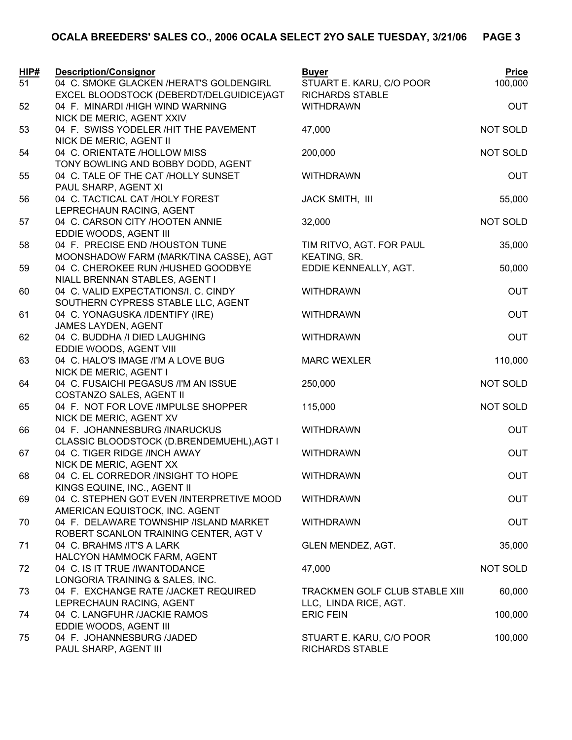# OCALA BREEDERS' SALES CO., 2006 OCALA SELECT 2YO SALE TUESDAY, 3/21/06 PAGE 3

| HIP# | Description/Consignor | Buyer | Price |
|---|---|---|---|
| 51 | 04 C. SMOKE GLACKEN /HERAT'S GOLDENGIRL<br>EXCEL BLOODSTOCK (DEBERDT/DELGUIDICE)AGT | STUART E. KARU, C/O POOR RICHARDS STABLE | 100,000 |
| 52 | 04 F. MINARDI /HIGH WIND WARNING<br>NICK DE MERIC, AGENT XXIV | WITHDRAWN | OUT |
| 53 | 04 F. SWISS YODELER /HIT THE PAVEMENT<br>NICK DE MERIC, AGENT II | 47,000 | NOT SOLD |
| 54 | 04 C. ORIENTATE /HOLLOW MISS<br>TONY BOWLING AND BOBBY DODD, AGENT | 200,000 | NOT SOLD |
| 55 | 04 C. TALE OF THE CAT /HOLLY SUNSET<br>PAUL SHARP, AGENT XI | WITHDRAWN | OUT |
| 56 | 04 C. TACTICAL CAT /HOLY FOREST<br>LEPRECHAUN RACING, AGENT | JACK SMITH, III | 55,000 |
| 57 | 04 C. CARSON CITY /HOOTEN ANNIE<br>EDDIE WOODS, AGENT III | 32,000 | NOT SOLD |
| 58 | 04 F. PRECISE END /HOUSTON TUNE<br>MOONSHADOW FARM (MARK/TINA CASSE), AGT | TIM RITVO, AGT. FOR PAUL KEATING, SR. | 35,000 |
| 59 | 04 C. CHEROKEE RUN /HUSHED GOODBYE<br>NIALL BRENNAN STABLES, AGENT I | EDDIE KENNEALLY, AGT. | 50,000 |
| 60 | 04 C. VALID EXPECTATIONS/I. C. CINDY<br>SOUTHERN CYPRESS STABLE LLC, AGENT | WITHDRAWN | OUT |
| 61 | 04 C. YONAGUSKA /IDENTIFY (IRE)<br>JAMES LAYDEN, AGENT | WITHDRAWN | OUT |
| 62 | 04 C. BUDDHA /I DIED LAUGHING<br>EDDIE WOODS, AGENT VIII | WITHDRAWN | OUT |
| 63 | 04 C. HALO'S IMAGE /I'M A LOVE BUG<br>NICK DE MERIC, AGENT I | MARC WEXLER | 110,000 |
| 64 | 04 C. FUSAICHI PEGASUS /I'M AN ISSUE<br>COSTANZO SALES, AGENT II | 250,000 | NOT SOLD |
| 65 | 04 F. NOT FOR LOVE /IMPULSE SHOPPER<br>NICK DE MERIC, AGENT XV | 115,000 | NOT SOLD |
| 66 | 04 F. JOHANNESBURG /INARUCKUS<br>CLASSIC BLOODSTOCK (D.BRENDEMUEHL),AGT I | WITHDRAWN | OUT |
| 67 | 04 C. TIGER RIDGE /INCH AWAY<br>NICK DE MERIC, AGENT XX | WITHDRAWN | OUT |
| 68 | 04 C. EL CORREDOR /INSIGHT TO HOPE<br>KINGS EQUINE, INC., AGENT II | WITHDRAWN | OUT |
| 69 | 04 C. STEPHEN GOT EVEN /INTERPRETIVE MOOD<br>AMERICAN EQUISTOCK, INC. AGENT | WITHDRAWN | OUT |
| 70 | 04 F. DELAWARE TOWNSHIP /ISLAND MARKET<br>ROBERT SCANLON TRAINING CENTER, AGT V | WITHDRAWN | OUT |
| 71 | 04 C. BRAHMS /IT'S A LARK<br>HALCYON HAMMOCK FARM, AGENT | GLEN MENDEZ, AGT. | 35,000 |
| 72 | 04 C. IS IT TRUE /IWANTODANCE<br>LONGORIA TRAINING & SALES, INC. | 47,000 | NOT SOLD |
| 73 | 04 F. EXCHANGE RATE /JACKET REQUIRED<br>LEPRECHAUN RACING, AGENT | TRACKMEN GOLF CLUB STABLE XIII LLC, LINDA RICE, AGT. | 60,000 |
| 74 | 04 C. LANGFUHR /JACKIE RAMOS<br>EDDIE WOODS, AGENT III | ERIC FEIN | 100,000 |
| 75 | 04 F. JOHANNESBURG /JADED<br>PAUL SHARP, AGENT III | STUART E. KARU, C/O POOR RICHARDS STABLE | 100,000 |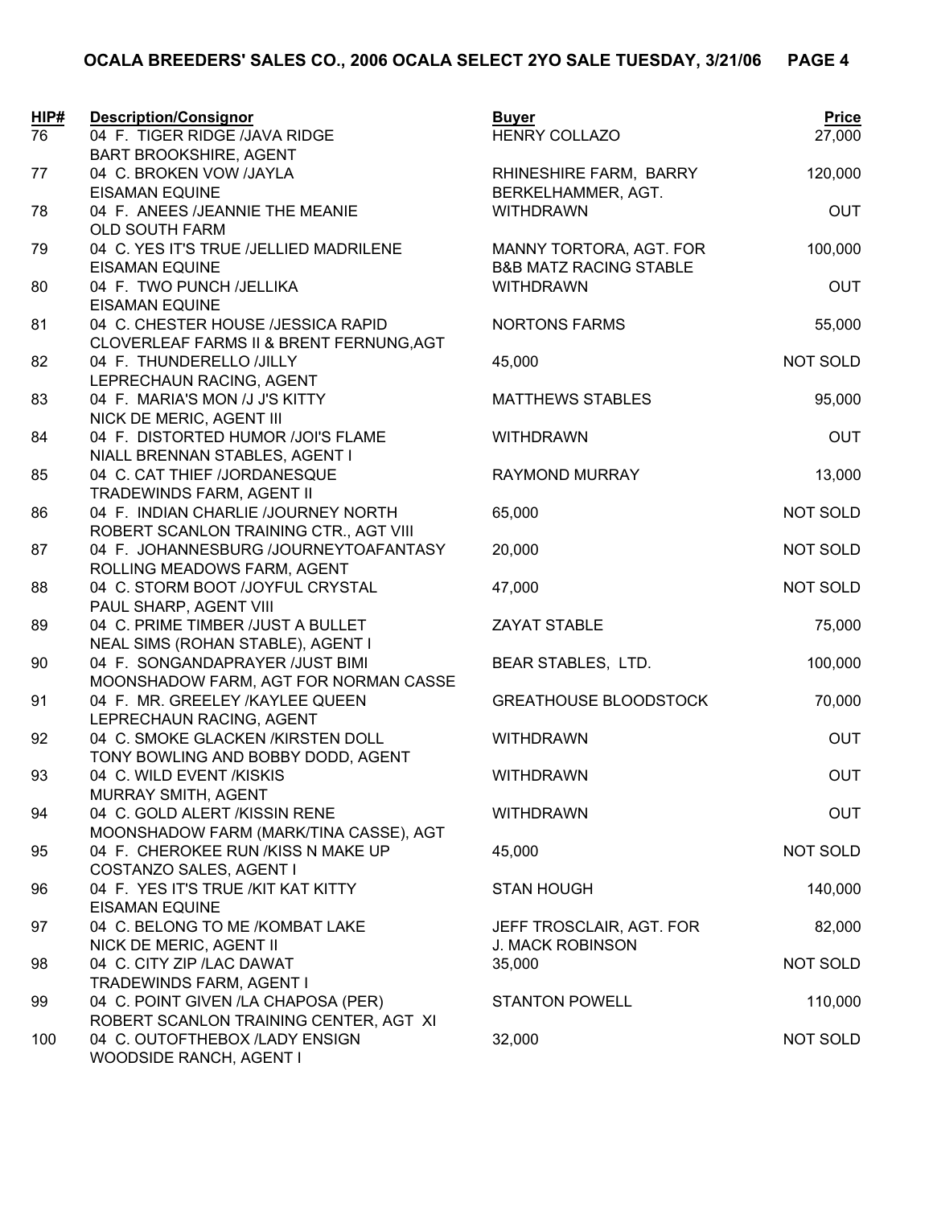# OCALA BREEDERS' SALES CO., 2006 OCALA SELECT 2YO SALE TUESDAY, 3/21/06

| HIP# | Description/Consignor | Buyer | Price |
|---|---|---|---|
| 76 | 04 F. TIGER RIDGE /JAVA RIDGE<br>BART BROOKSHIRE, AGENT | HENRY COLLAZO | 27,000 |
| 77 | 04 C. BROKEN VOW /JAYLA<br>EISAMAN EQUINE | RHINESHIRE FARM, BARRY BERKELHAMMER, AGT. | 120,000 |
| 78 | 04 F. ANEES /JEANNIE THE MEANIE<br>OLD SOUTH FARM | WITHDRAWN | OUT |
| 79 | 04 C. YES IT'S TRUE /JELLIED MADRILENE<br>EISAMAN EQUINE | MANNY TORTORA, AGT. FOR B&B MATZ RACING STABLE | 100,000 |
| 80 | 04 F. TWO PUNCH /JELLIKA<br>EISAMAN EQUINE | WITHDRAWN | OUT |
| 81 | 04 C. CHESTER HOUSE /JESSICA RAPID<br>CLOVERLEAF FARMS II & BRENT FERNUNG,AGT | NORTONS FARMS | 55,000 |
| 82 | 04 F. THUNDERELLO /JILLY<br>LEPRECHAUN RACING, AGENT | 45,000 | NOT SOLD |
| 83 | 04 F. MARIA'S MON /J J'S KITTY<br>NICK DE MERIC, AGENT III | MATTHEWS STABLES | 95,000 |
| 84 | 04 F. DISTORTED HUMOR /JOI'S FLAME<br>NIALL BRENNAN STABLES, AGENT I | WITHDRAWN | OUT |
| 85 | 04 C. CAT THIEF /JORDANESQUE<br>TRADEWINDS FARM, AGENT II | RAYMOND MURRAY | 13,000 |
| 86 | 04 F. INDIAN CHARLIE /JOURNEY NORTH<br>ROBERT SCANLON TRAINING CTR., AGT VIII | 65,000 | NOT SOLD |
| 87 | 04 F. JOHANNESBURG /JOURNEYTOAFANTASY<br>ROLLING MEADOWS FARM, AGENT | 20,000 | NOT SOLD |
| 88 | 04 C. STORM BOOT /JOYFUL CRYSTAL<br>PAUL SHARP, AGENT VIII | 47,000 | NOT SOLD |
| 89 | 04 C. PRIME TIMBER /JUST A BULLET<br>NEAL SIMS (ROHAN STABLE), AGENT I | ZAYAT STABLE | 75,000 |
| 90 | 04 F. SONGANDAPRAYER /JUST BIMI<br>MOONSHADOW FARM, AGT FOR NORMAN CASSE | BEAR STABLES, LTD. | 100,000 |
| 91 | 04 F. MR. GREELEY /KAYLEE QUEEN<br>LEPRECHAUN RACING, AGENT | GREATHOUSE BLOODSTOCK | 70,000 |
| 92 | 04 C. SMOKE GLACKEN /KIRSTEN DOLL<br>TONY BOWLING AND BOBBY DODD, AGENT | WITHDRAWN | OUT |
| 93 | 04 C. WILD EVENT /KISKIS<br>MURRAY SMITH, AGENT | WITHDRAWN | OUT |
| 94 | 04 C. GOLD ALERT /KISSIN RENE<br>MOONSHADOW FARM (MARK/TINA CASSE), AGT | WITHDRAWN | OUT |
| 95 | 04 F. CHEROKEE RUN /KISS N MAKE UP<br>COSTANZO SALES, AGENT I | 45,000 | NOT SOLD |
| 96 | 04 F. YES IT'S TRUE /KIT KAT KITTY<br>EISAMAN EQUINE | STAN HOUGH | 140,000 |
| 97 | 04 C. BELONG TO ME /KOMBAT LAKE<br>NICK DE MERIC, AGENT II | JEFF TROSCLAIR, AGT. FOR J. MACK ROBINSON | 82,000 |
| 98 | 04 C. CITY ZIP /LAC DAWAT<br>TRADEWINDS FARM, AGENT I | 35,000 | NOT SOLD |
| 99 | 04 C. POINT GIVEN /LA CHAPOSA (PER)<br>ROBERT SCANLON TRAINING CENTER, AGT XI | STANTON POWELL | 110,000 |
| 100 | 04 C. OUTOFTHEBOX /LADY ENSIGN<br>WOODSIDE RANCH, AGENT I | 32,000 | NOT SOLD |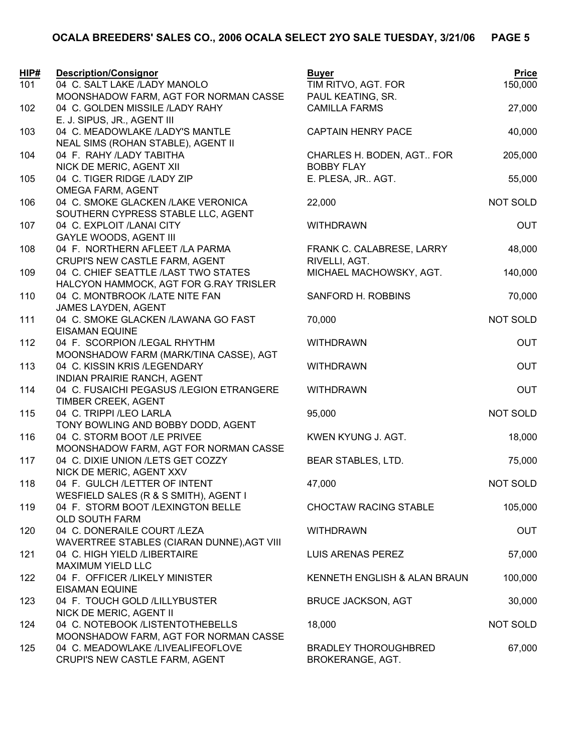# OCALA BREEDERS' SALES CO., 2006 OCALA SELECT 2YO SALE TUESDAY, 3/21/06

| HIP# | Description/Consignor | Buyer | Price |
|---|---|---|---|
| 101 | 04 C. SALT LAKE /LADY MANOLO<br>MOONSHADOW FARM, AGT FOR NORMAN CASSE | TIM RITVO, AGT. FOR<br>PAUL KEATING, SR. | 150,000 |
| 102 | 04 C. GOLDEN MISSILE /LADY RAHY<br>E. J. SIPUS, JR., AGENT III | CAMILLA FARMS | 27,000 |
| 103 | 04 C. MEADOWLAKE /LADY'S MANTLE<br>NEAL SIMS (ROHAN STABLE), AGENT II | CAPTAIN HENRY PACE | 40,000 |
| 104 | 04 F. RAHY /LADY TABITHA<br>NICK DE MERIC, AGENT XII | CHARLES H. BODEN, AGT.. FOR<br>BOBBY FLAY | 205,000 |
| 105 | 04 C. TIGER RIDGE /LADY ZIP<br>OMEGA FARM, AGENT | E. PLESA, JR.. AGT. | 55,000 |
| 106 | 04 C. SMOKE GLACKEN /LAKE VERONICA<br>SOUTHERN CYPRESS STABLE LLC, AGENT | 22,000 | NOT SOLD |
| 107 | 04 C. EXPLOIT /LANAI CITY<br>GAYLE WOODS, AGENT III | WITHDRAWN | OUT |
| 108 | 04 F. NORTHERN AFLEET /LA PARMA<br>CRUPI'S NEW CASTLE FARM, AGENT | FRANK C. CALABRESE, LARRY<br>RIVELLI, AGT. | 48,000 |
| 109 | 04 C. CHIEF SEATTLE /LAST TWO STATES<br>HALCYON HAMMOCK, AGT FOR G.RAY TRISLER | MICHAEL MACHOWSKY, AGT. | 140,000 |
| 110 | 04 C. MONTBROOK /LATE NITE FAN<br>JAMES LAYDEN, AGENT | SANFORD H. ROBBINS | 70,000 |
| 111 | 04 C. SMOKE GLACKEN /LAWANA GO FAST<br>EISAMAN EQUINE | 70,000 | NOT SOLD |
| 112 | 04 F. SCORPION /LEGAL RHYTHM<br>MOONSHADOW FARM (MARK/TINA CASSE), AGT | WITHDRAWN | OUT |
| 113 | 04 C. KISSIN KRIS /LEGENDARY<br>INDIAN PRAIRIE RANCH, AGENT | WITHDRAWN | OUT |
| 114 | 04 C. FUSAICHI PEGASUS /LEGION ETRANGERE<br>TIMBER CREEK, AGENT | WITHDRAWN | OUT |
| 115 | 04 C. TRIPPI /LEO LARLA<br>TONY BOWLING AND BOBBY DODD, AGENT | 95,000 | NOT SOLD |
| 116 | 04 C. STORM BOOT /LE PRIVEE<br>MOONSHADOW FARM, AGT FOR NORMAN CASSE | KWEN KYUNG J. AGT. | 18,000 |
| 117 | 04 C. DIXIE UNION /LETS GET COZZY<br>NICK DE MERIC, AGENT XXV | BEAR STABLES, LTD. | 75,000 |
| 118 | 04 F. GULCH /LETTER OF INTENT<br>WESFIELD SALES (R & S SMITH), AGENT I | 47,000 | NOT SOLD |
| 119 | 04 F. STORM BOOT /LEXINGTON BELLE<br>OLD SOUTH FARM | CHOCTAW RACING STABLE | 105,000 |
| 120 | 04 C. DONERAILE COURT /LEZA<br>WAVERTREE STABLES (CIARAN DUNNE),AGT VIII | WITHDRAWN | OUT |
| 121 | 04 C. HIGH YIELD /LIBERTAIRE<br>MAXIMUM YIELD LLC | LUIS ARENAS PEREZ | 57,000 |
| 122 | 04 F. OFFICER /LIKELY MINISTER<br>EISAMAN EQUINE | KENNETH ENGLISH & ALAN BRAUN | 100,000 |
| 123 | 04 F. TOUCH GOLD /LILLYBUSTER<br>NICK DE MERIC, AGENT II | BRUCE JACKSON, AGT | 30,000 |
| 124 | 04 C. NOTEBOOK /LISTENTOTHEBELLS<br>MOONSHADOW FARM, AGT FOR NORMAN CASSE | 18,000 | NOT SOLD |
| 125 | 04 C. MEADOWLAKE /LIVEALIFEOFLOVE<br>CRUPI'S NEW CASTLE FARM, AGENT | BRADLEY THOROUGHBRED<br>BROKERANGE, AGT. | 67,000 |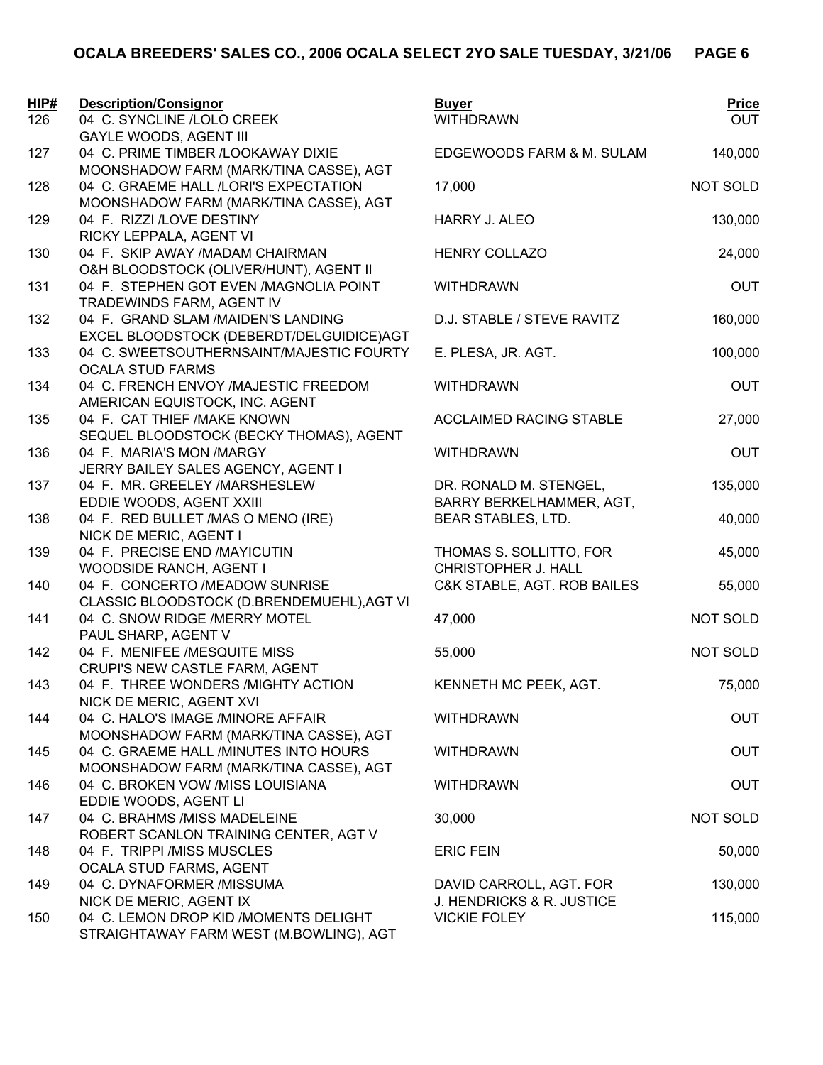# OCALA BREEDERS' SALES CO., 2006 OCALA SELECT 2YO SALE TUESDAY, 3/21/06

| HIP# | Description/Consignor | Buyer | Price |
|---|---|---|---|
| 126 | 04 C. SYNCLINE /LOLO CREEK<br>GAYLE WOODS, AGENT III | WITHDRAWN | OUT |
| 127 | 04 C. PRIME TIMBER /LOOKAWAY DIXIE<br>MOONSHADOW FARM (MARK/TINA CASSE), AGT | EDGEWOODS FARM & M. SULAM | 140,000 |
| 128 | 04 C. GRAEME HALL /LORI'S EXPECTATION<br>MOONSHADOW FARM (MARK/TINA CASSE), AGT | 17,000 | NOT SOLD |
| 129 | 04 F. RIZZI /LOVE DESTINY<br>RICKY LEPPALA, AGENT VI | HARRY J. ALEO | 130,000 |
| 130 | 04 F. SKIP AWAY /MADAM CHAIRMAN<br>O&H BLOODSTOCK (OLIVER/HUNT), AGENT II | HENRY COLLAZO | 24,000 |
| 131 | 04 F. STEPHEN GOT EVEN /MAGNOLIA POINT<br>TRADEWINDS FARM, AGENT IV | WITHDRAWN | OUT |
| 132 | 04 F. GRAND SLAM /MAIDEN'S LANDING<br>EXCEL BLOODSTOCK (DEBERDT/DELGUIDICE)AGT | D.J. STABLE / STEVE RAVITZ | 160,000 |
| 133 | 04 C. SWEETSOUTHERNSAINT/MAJESTIC FOURTY<br>OCALA STUD FARMS | E. PLESA, JR. AGT. | 100,000 |
| 134 | 04 C. FRENCH ENVOY /MAJESTIC FREEDOM<br>AMERICAN EQUISTOCK, INC. AGENT | WITHDRAWN | OUT |
| 135 | 04 F. CAT THIEF /MAKE KNOWN<br>SEQUEL BLOODSTOCK (BECKY THOMAS), AGENT | ACCLAIMED RACING STABLE | 27,000 |
| 136 | 04 F. MARIA'S MON /MARGY<br>JERRY BAILEY SALES AGENCY, AGENT I | WITHDRAWN | OUT |
| 137 | 04 F. MR. GREELEY /MARSHESLEW<br>EDDIE WOODS, AGENT XXIII | DR. RONALD M. STENGEL,<br>BARRY BERKELHAMMER, AGT, | 135,000 |
| 138 | 04 F. RED BULLET /MAS O MENO (IRE)<br>NICK DE MERIC, AGENT I | BEAR STABLES, LTD. | 40,000 |
| 139 | 04 F. PRECISE END /MAYICUTIN<br>WOODSIDE RANCH, AGENT I | THOMAS S. SOLLITTO, FOR<br>CHRISTOPHER J. HALL | 45,000 |
| 140 | 04 F. CONCERTO /MEADOW SUNRISE<br>CLASSIC BLOODSTOCK (D.BRENDEMUEHL),AGT VI | C&K STABLE, AGT. ROB BAILES | 55,000 |
| 141 | 04 C. SNOW RIDGE /MERRY MOTEL<br>PAUL SHARP, AGENT V | 47,000 | NOT SOLD |
| 142 | 04 F. MENIFEE /MESQUITE MISS<br>CRUPI'S NEW CASTLE FARM, AGENT | 55,000 | NOT SOLD |
| 143 | 04 F. THREE WONDERS /MIGHTY ACTION<br>NICK DE MERIC, AGENT XVI | KENNETH MC PEEK, AGT. | 75,000 |
| 144 | 04 C. HALO'S IMAGE /MINORE AFFAIR<br>MOONSHADOW FARM (MARK/TINA CASSE), AGT | WITHDRAWN | OUT |
| 145 | 04 C. GRAEME HALL /MINUTES INTO HOURS<br>MOONSHADOW FARM (MARK/TINA CASSE), AGT | WITHDRAWN | OUT |
| 146 | 04 C. BROKEN VOW /MISS LOUISIANA<br>EDDIE WOODS, AGENT LI | WITHDRAWN | OUT |
| 147 | 04 C. BRAHMS /MISS MADELEINE<br>ROBERT SCANLON TRAINING CENTER, AGT V | 30,000 | NOT SOLD |
| 148 | 04 F. TRIPPI /MISS MUSCLES<br>OCALA STUD FARMS, AGENT | ERIC FEIN | 50,000 |
| 149 | 04 C. DYNAFORMER /MISSUMA<br>NICK DE MERIC, AGENT IX | DAVID CARROLL, AGT. FOR<br>J. HENDRICKS & R. JUSTICE | 130,000 |
| 150 | 04 C. LEMON DROP KID /MOMENTS DELIGHT<br>STRAIGHTAWAY FARM WEST (M.BOWLING), AGT | VICKIE FOLEY | 115,000 |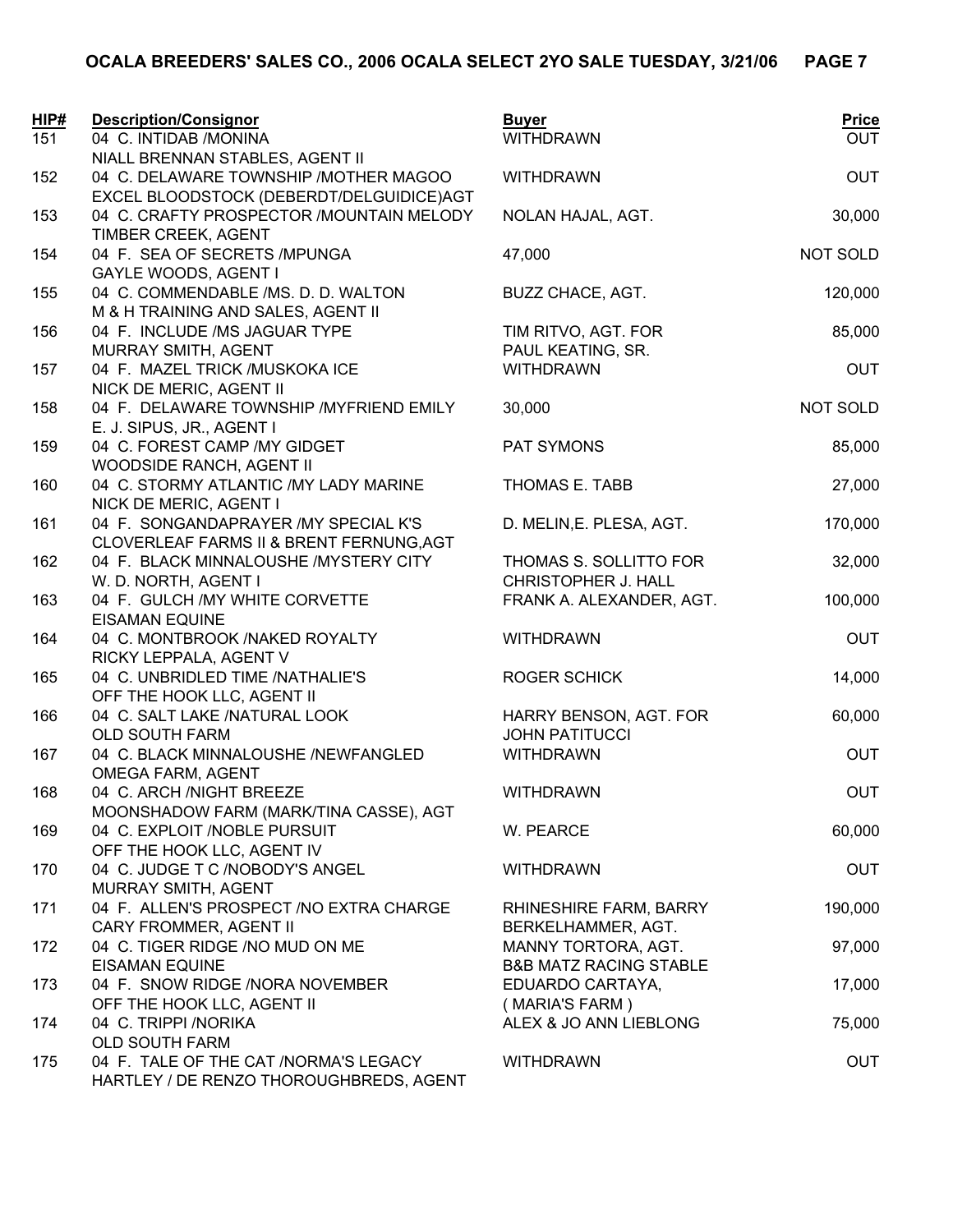| HIP# | Description/Consignor | Buyer | Price |
|---|---|---|---|
| 151 | 04 C. INTIDAB /MONINA<br>NIALL BRENNAN STABLES, AGENT II | WITHDRAWN | OUT |
| 152 | 04 C. DELAWARE TOWNSHIP /MOTHER MAGOO<br>EXCEL BLOODSTOCK (DEBERDT/DELGUIDICE)AGT | WITHDRAWN | OUT |
| 153 | 04 C. CRAFTY PROSPECTOR /MOUNTAIN MELODY<br>TIMBER CREEK, AGENT | NOLAN HAJAL, AGT. | 30,000 |
| 154 | 04 F. SEA OF SECRETS /MPUNGA<br>GAYLE WOODS, AGENT I | 47,000 | NOT SOLD |
| 155 | 04 C. COMMENDABLE /MS. D. D. WALTON<br>M & H TRAINING AND SALES, AGENT II | BUZZ CHACE, AGT. | 120,000 |
| 156 | 04 F. INCLUDE /MS JAGUAR TYPE<br>MURRAY SMITH, AGENT | TIM RITVO, AGT. FOR<br>PAUL KEATING, SR. | 85,000 |
| 157 | 04 F. MAZEL TRICK /MUSKOKA ICE<br>NICK DE MERIC, AGENT II | WITHDRAWN | OUT |
| 158 | 04 F. DELAWARE TOWNSHIP /MYFRIEND EMILY<br>E. J. SIPUS, JR., AGENT I | 30,000 | NOT SOLD |
| 159 | 04 C. FOREST CAMP /MY GIDGET<br>WOODSIDE RANCH, AGENT II | PAT SYMONS | 85,000 |
| 160 | 04 C. STORMY ATLANTIC /MY LADY MARINE<br>NICK DE MERIC, AGENT I | THOMAS E. TABB | 27,000 |
| 161 | 04 F. SONGANDAPRAYER /MY SPECIAL K'S<br>CLOVERLEAF FARMS II & BRENT FERNUNG,AGT | D. MELIN,E. PLESA, AGT. | 170,000 |
| 162 | 04 F. BLACK MINNALOUSHE /MYSTERY CITY<br>W. D. NORTH, AGENT I | THOMAS S. SOLLITTO FOR<br>CHRISTOPHER J. HALL | 32,000 |
| 163 | 04 F. GULCH /MY WHITE CORVETTE<br>EISAMAN EQUINE | FRANK A. ALEXANDER, AGT. | 100,000 |
| 164 | 04 C. MONTBROOK /NAKED ROYALTY<br>RICKY LEPPALA, AGENT V | WITHDRAWN | OUT |
| 165 | 04 C. UNBRIDLED TIME /NATHALIE'S<br>OFF THE HOOK LLC, AGENT II | ROGER SCHICK | 14,000 |
| 166 | 04 C. SALT LAKE /NATURAL LOOK<br>OLD SOUTH FARM | HARRY BENSON, AGT. FOR<br>JOHN PATITUCCI | 60,000 |
| 167 | 04 C. BLACK MINNALOUSHE /NEWFANGLED<br>OMEGA FARM, AGENT | WITHDRAWN | OUT |
| 168 | 04 C. ARCH /NIGHT BREEZE<br>MOONSHADOW FARM (MARK/TINA CASSE), AGT | WITHDRAWN | OUT |
| 169 | 04 C. EXPLOIT /NOBLE PURSUIT<br>OFF THE HOOK LLC, AGENT IV | W. PEARCE | 60,000 |
| 170 | 04 C. JUDGE T C /NOBODY'S ANGEL<br>MURRAY SMITH, AGENT | WITHDRAWN | OUT |
| 171 | 04 F. ALLEN'S PROSPECT /NO EXTRA CHARGE<br>CARY FROMMER, AGENT II | RHINESHIRE FARM, BARRY<br>BERKELHAMMER, AGT. | 190,000 |
| 172 | 04 C. TIGER RIDGE /NO MUD ON ME<br>EISAMAN EQUINE | MANNY TORTORA, AGT.<br>B&B MATZ RACING STABLE | 97,000 |
| 173 | 04 F. SNOW RIDGE /NORA NOVEMBER<br>OFF THE HOOK LLC, AGENT II | EDUARDO CARTAYA,<br>( MARIA'S FARM ) | 17,000 |
| 174 | 04 C. TRIPPI /NORIKA<br>OLD SOUTH FARM | ALEX & JO ANN LIEBLONG | 75,000 |
| 175 | 04 F. TALE OF THE CAT /NORMA'S LEGACY<br>HARTLEY / DE RENZO THOROUGHBREDS, AGENT | WITHDRAWN | OUT |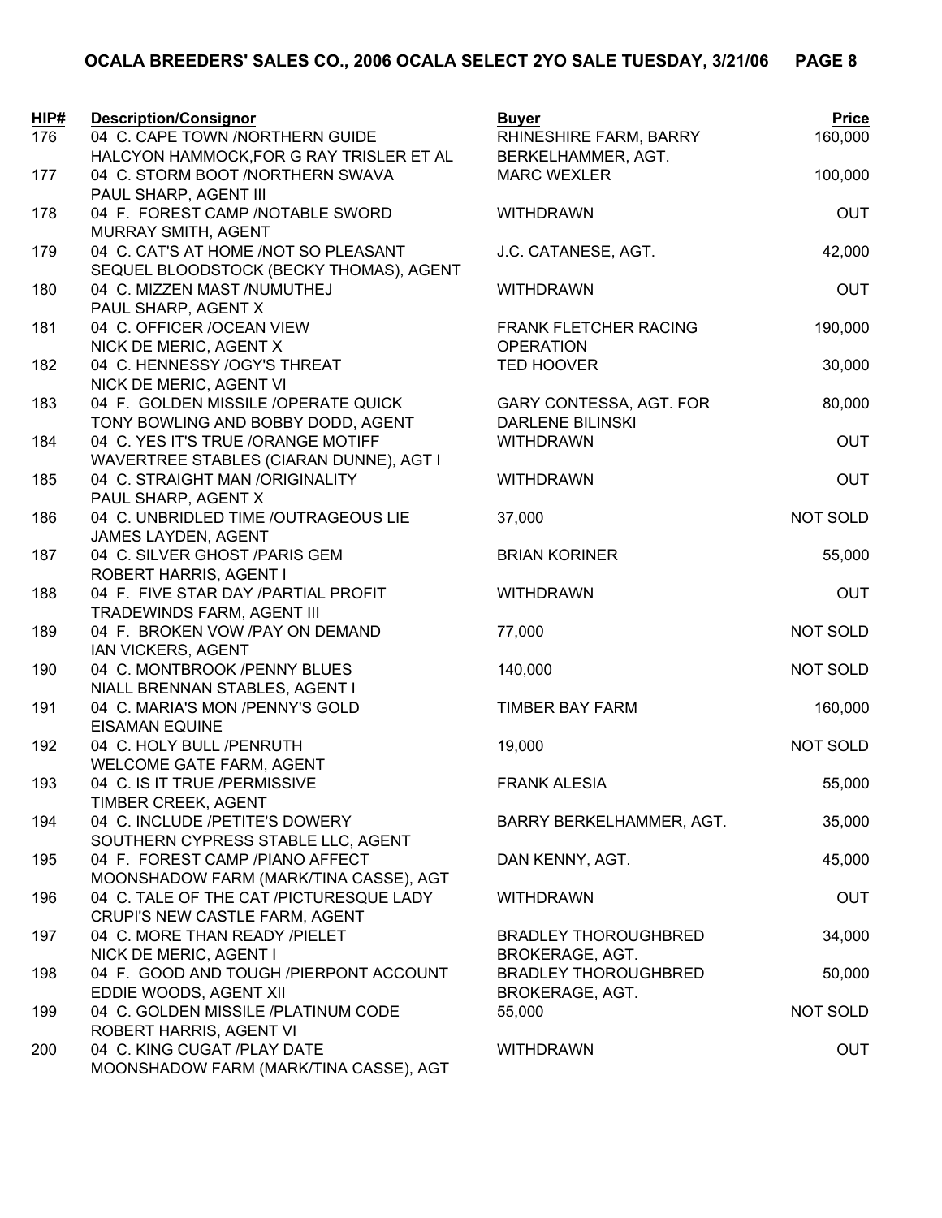| HIP# | Description/Consignor | Buyer | Price |
|---|---|---|---|
| 176 | 04 C. CAPE TOWN /NORTHERN GUIDE<br>HALCYON HAMMOCK,FOR G RAY TRISLER ET AL | RHINESHIRE FARM, BARRY BERKELHAMMER, AGT. | 160,000 |
| 177 | 04 C. STORM BOOT /NORTHERN SWAVA<br>PAUL SHARP, AGENT III | MARC WEXLER | 100,000 |
| 178 | 04 F. FOREST CAMP /NOTABLE SWORD<br>MURRAY SMITH, AGENT | WITHDRAWN | OUT |
| 179 | 04 C. CAT'S AT HOME /NOT SO PLEASANT<br>SEQUEL BLOODSTOCK (BECKY THOMAS), AGENT | J.C. CATANESE, AGT. | 42,000 |
| 180 | 04 C. MIZZEN MAST /NUMUTHEJ<br>PAUL SHARP, AGENT X | WITHDRAWN | OUT |
| 181 | 04 C. OFFICER /OCEAN VIEW<br>NICK DE MERIC, AGENT X | FRANK FLETCHER RACING OPERATION | 190,000 |
| 182 | 04 C. HENNESSY /OGY'S THREAT<br>NICK DE MERIC, AGENT VI | TED HOOVER | 30,000 |
| 183 | 04 F. GOLDEN MISSILE /OPERATE QUICK<br>TONY BOWLING AND BOBBY DODD, AGENT | GARY CONTESSA, AGT. FOR DARLENE BILINSKI | 80,000 |
| 184 | 04 C. YES IT'S TRUE /ORANGE MOTIFF<br>WAVERTREE STABLES (CIARAN DUNNE), AGT I | WITHDRAWN | OUT |
| 185 | 04 C. STRAIGHT MAN /ORIGINALITY<br>PAUL SHARP, AGENT X | WITHDRAWN | OUT |
| 186 | 04 C. UNBRIDLED TIME /OUTRAGEOUS LIE<br>JAMES LAYDEN, AGENT | 37,000 | NOT SOLD |
| 187 | 04 C. SILVER GHOST /PARIS GEM<br>ROBERT HARRIS, AGENT I | BRIAN KORINER | 55,000 |
| 188 | 04 F. FIVE STAR DAY /PARTIAL PROFIT<br>TRADEWINDS FARM, AGENT III | WITHDRAWN | OUT |
| 189 | 04 F. BROKEN VOW /PAY ON DEMAND<br>IAN VICKERS, AGENT | 77,000 | NOT SOLD |
| 190 | 04 C. MONTBROOK /PENNY BLUES<br>NIALL BRENNAN STABLES, AGENT I | 140,000 | NOT SOLD |
| 191 | 04 C. MARIA'S MON /PENNY'S GOLD<br>EISAMAN EQUINE | TIMBER BAY FARM | 160,000 |
| 192 | 04 C. HOLY BULL /PENRUTH<br>WELCOME GATE FARM, AGENT | 19,000 | NOT SOLD |
| 193 | 04 C. IS IT TRUE /PERMISSIVE<br>TIMBER CREEK, AGENT | FRANK ALESIA | 55,000 |
| 194 | 04 C. INCLUDE /PETITE'S DOWERY<br>SOUTHERN CYPRESS STABLE LLC, AGENT | BARRY BERKELHAMMER, AGT. | 35,000 |
| 195 | 04 F. FOREST CAMP /PIANO AFFECT<br>MOONSHADOW FARM (MARK/TINA CASSE), AGT | DAN KENNY, AGT. | 45,000 |
| 196 | 04 C. TALE OF THE CAT /PICTURESQUE LADY<br>CRUPI'S NEW CASTLE FARM, AGENT | WITHDRAWN | OUT |
| 197 | 04 C. MORE THAN READY /PIELET<br>NICK DE MERIC, AGENT I | BRADLEY THOROUGHBRED BROKERAGE, AGT. | 34,000 |
| 198 | 04 F. GOOD AND TOUGH /PIERPONT ACCOUNT<br>EDDIE WOODS, AGENT XII | BRADLEY THOROUGHBRED BROKERAGE, AGT. | 50,000 |
| 199 | 04 C. GOLDEN MISSILE /PLATINUM CODE<br>ROBERT HARRIS, AGENT VI | 55,000 | NOT SOLD |
| 200 | 04 C. KING CUGAT /PLAY DATE<br>MOONSHADOW FARM (MARK/TINA CASSE), AGT | WITHDRAWN | OUT |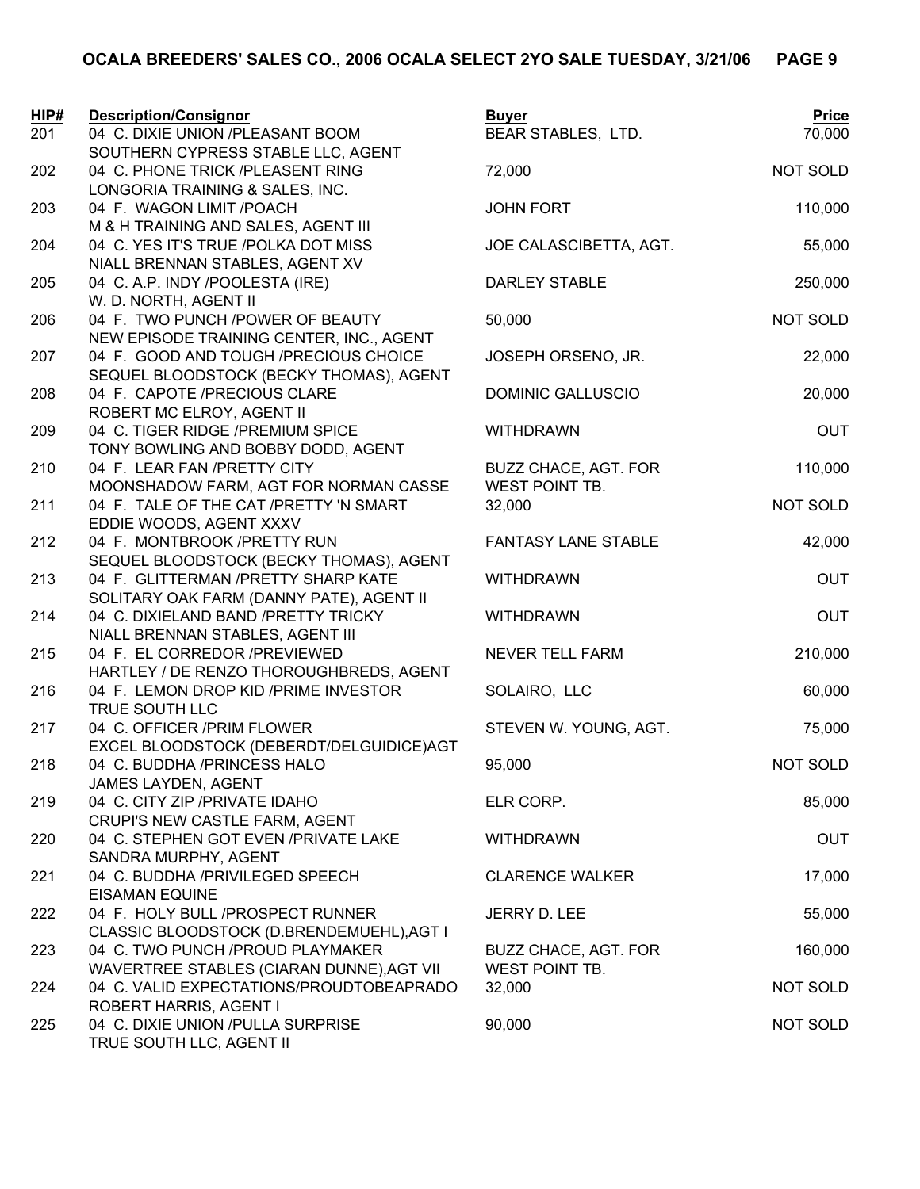# OCALA BREEDERS' SALES CO., 2006 OCALA SELECT 2YO SALE TUESDAY, 3/21/06

| HIP# | Description/Consignor | Buyer | Price |
|---|---|---|---|
| 201 | 04 C. DIXIE UNION /PLEASANT BOOM<br>SOUTHERN CYPRESS STABLE LLC, AGENT | BEAR STABLES, LTD. | 70,000 |
| 202 | 04 C. PHONE TRICK /PLEASENT RING<br>LONGORIA TRAINING & SALES, INC. | 72,000 | NOT SOLD |
| 203 | 04 F. WAGON LIMIT /POACH<br>M & H TRAINING AND SALES, AGENT III | JOHN FORT | 110,000 |
| 204 | 04 C. YES IT'S TRUE /POLKA DOT MISS<br>NIALL BRENNAN STABLES, AGENT XV | JOE CALASCIBETTA, AGT. | 55,000 |
| 205 | 04 C. A.P. INDY /POOLESTA (IRE)<br>W. D. NORTH, AGENT II | DARLEY STABLE | 250,000 |
| 206 | 04 F. TWO PUNCH /POWER OF BEAUTY<br>NEW EPISODE TRAINING CENTER, INC., AGENT | 50,000 | NOT SOLD |
| 207 | 04 F. GOOD AND TOUGH /PRECIOUS CHOICE<br>SEQUEL BLOODSTOCK (BECKY THOMAS), AGENT | JOSEPH ORSENO, JR. | 22,000 |
| 208 | 04 F. CAPOTE /PRECIOUS CLARE<br>ROBERT MC ELROY, AGENT II | DOMINIC GALLUSCIO | 20,000 |
| 209 | 04 C. TIGER RIDGE /PREMIUM SPICE<br>TONY BOWLING AND BOBBY DODD, AGENT | WITHDRAWN | OUT |
| 210 | 04 F. LEAR FAN /PRETTY CITY<br>MOONSHADOW FARM, AGT FOR NORMAN CASSE | BUZZ CHACE, AGT. FOR<br>WEST POINT TB. | 110,000 |
| 211 | 04 F. TALE OF THE CAT /PRETTY 'N SMART<br>EDDIE WOODS, AGENT XXXV | 32,000 | NOT SOLD |
| 212 | 04 F. MONTBROOK /PRETTY RUN<br>SEQUEL BLOODSTOCK (BECKY THOMAS), AGENT | FANTASY LANE STABLE | 42,000 |
| 213 | 04 F. GLITTERMAN /PRETTY SHARP KATE<br>SOLITARY OAK FARM (DANNY PATE), AGENT II | WITHDRAWN | OUT |
| 214 | 04 C. DIXIELAND BAND /PRETTY TRICKY<br>NIALL BRENNAN STABLES, AGENT III | WITHDRAWN | OUT |
| 215 | 04 F. EL CORREDOR /PREVIEWED<br>HARTLEY / DE RENZO THOROUGHBREDS, AGENT | NEVER TELL FARM | 210,000 |
| 216 | 04 F. LEMON DROP KID /PRIME INVESTOR<br>TRUE SOUTH LLC | SOLAIRO, LLC | 60,000 |
| 217 | 04 C. OFFICER /PRIM FLOWER<br>EXCEL BLOODSTOCK (DEBERDT/DELGUIDICE)AGT | STEVEN W. YOUNG, AGT. | 75,000 |
| 218 | 04 C. BUDDHA /PRINCESS HALO<br>JAMES LAYDEN, AGENT | 95,000 | NOT SOLD |
| 219 | 04 C. CITY ZIP /PRIVATE IDAHO<br>CRUPI'S NEW CASTLE FARM, AGENT | ELR CORP. | 85,000 |
| 220 | 04 C. STEPHEN GOT EVEN /PRIVATE LAKE<br>SANDRA MURPHY, AGENT | WITHDRAWN | OUT |
| 221 | 04 C. BUDDHA /PRIVILEGED SPEECH<br>EISAMAN EQUINE | CLARENCE WALKER | 17,000 |
| 222 | 04 F. HOLY BULL /PROSPECT RUNNER<br>CLASSIC BLOODSTOCK (D.BRENDEMUEHL),AGT I | JERRY D. LEE | 55,000 |
| 223 | 04 C. TWO PUNCH /PROUD PLAYMAKER<br>WAVERTREE STABLES (CIARAN DUNNE),AGT VII | BUZZ CHACE, AGT. FOR<br>WEST POINT TB. | 160,000 |
| 224 | 04 C. VALID EXPECTATIONS/PROUDTOBEAPRADO<br>ROBERT HARRIS, AGENT I | 32,000 | NOT SOLD |
| 225 | 04 C. DIXIE UNION /PULLA SURPRISE<br>TRUE SOUTH LLC, AGENT II | 90,000 | NOT SOLD |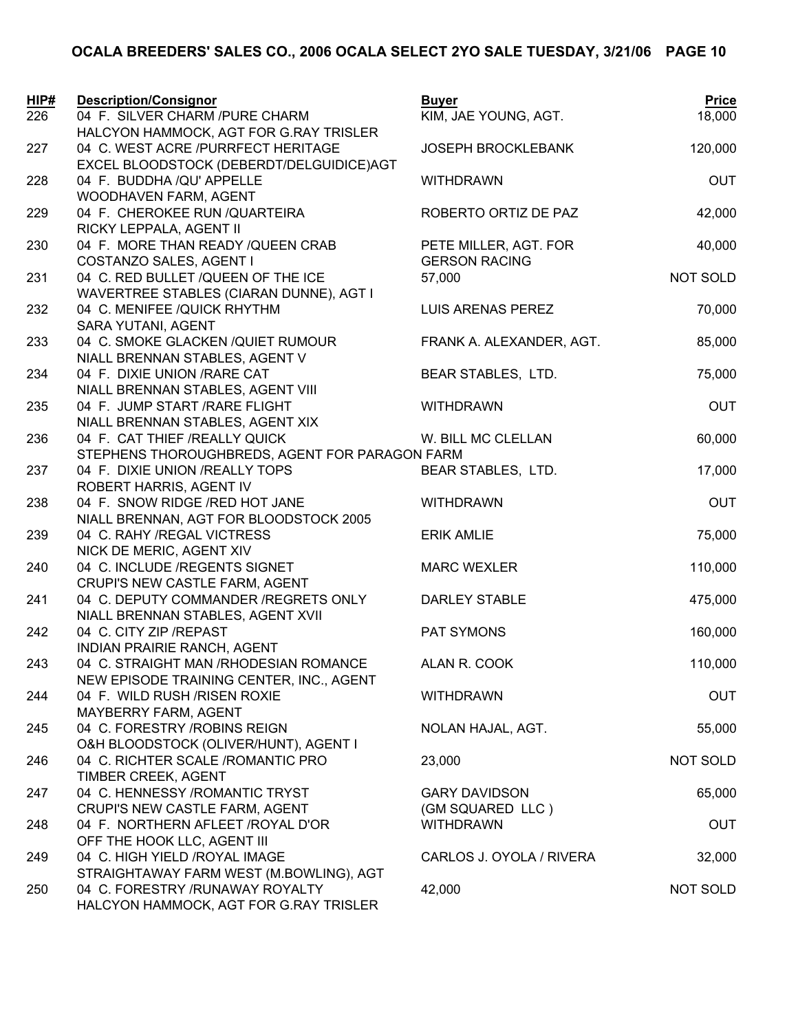**OCALA BREEDERS' SALES CO., 2006 OCALA SELECT 2YO SALE TUESDAY, 3/21/06 PAGE 10**

| HIP# | Description/Consignor | Buyer | Price |
|---|---|---|---|
| 226 | 04 F. SILVER CHARM /PURE CHARM<br>HALCYON HAMMOCK, AGT FOR G.RAY TRISLER | KIM, JAE YOUNG, AGT. | 18,000 |
| 227 | 04 C. WEST ACRE /PURRFECT HERITAGE<br>EXCEL BLOODSTOCK (DEBERDT/DELGUIDICE)AGT | JOSEPH BROCKLEBANK | 120,000 |
| 228 | 04 F. BUDDHA /QU' APPELLE<br>WOODHAVEN FARM, AGENT | WITHDRAWN | OUT |
| 229 | 04 F. CHEROKEE RUN /QUARTEIRA<br>RICKY LEPPALA, AGENT II | ROBERTO ORTIZ DE PAZ | 42,000 |
| 230 | 04 F. MORE THAN READY /QUEEN CRAB<br>COSTANZO SALES, AGENT I | PETE MILLER, AGT. FOR GERSON RACING | 40,000 |
| 231 | 04 C. RED BULLET /QUEEN OF THE ICE<br>WAVERTREE STABLES (CIARAN DUNNE), AGT I | 57,000 | NOT SOLD |
| 232 | 04 C. MENIFEE /QUICK RHYTHM<br>SARA YUTANI, AGENT | LUIS ARENAS PEREZ | 70,000 |
| 233 | 04 C. SMOKE GLACKEN /QUIET RUMOUR<br>NIALL BRENNAN STABLES, AGENT V | FRANK A. ALEXANDER, AGT. | 85,000 |
| 234 | 04 F. DIXIE UNION /RARE CAT<br>NIALL BRENNAN STABLES, AGENT VIII | BEAR STABLES, LTD. | 75,000 |
| 235 | 04 F. JUMP START /RARE FLIGHT<br>NIALL BRENNAN STABLES, AGENT XIX | WITHDRAWN | OUT |
| 236 | 04 F. CAT THIEF /REALLY QUICK<br>STEPHENS THOROUGHBREDS, AGENT FOR PARAGON FARM | W. BILL MC CLELLAN | 60,000 |
| 237 | 04 F. DIXIE UNION /REALLY TOPS<br>ROBERT HARRIS, AGENT IV | BEAR STABLES, LTD. | 17,000 |
| 238 | 04 F. SNOW RIDGE /RED HOT JANE<br>NIALL BRENNAN, AGT FOR BLOODSTOCK 2005 | WITHDRAWN | OUT |
| 239 | 04 C. RAHY /REGAL VICTRESS<br>NICK DE MERIC, AGENT XIV | ERIK AMLIE | 75,000 |
| 240 | 04 C. INCLUDE /REGENTS SIGNET<br>CRUPI'S NEW CASTLE FARM, AGENT | MARC WEXLER | 110,000 |
| 241 | 04 C. DEPUTY COMMANDER /REGRETS ONLY<br>NIALL BRENNAN STABLES, AGENT XVII | DARLEY STABLE | 475,000 |
| 242 | 04 C. CITY ZIP /REPAST<br>INDIAN PRAIRIE RANCH, AGENT | PAT SYMONS | 160,000 |
| 243 | 04 C. STRAIGHT MAN /RHODESIAN ROMANCE<br>NEW EPISODE TRAINING CENTER, INC., AGENT | ALAN R. COOK | 110,000 |
| 244 | 04 F. WILD RUSH /RISEN ROXIE<br>MAYBERRY FARM, AGENT | WITHDRAWN | OUT |
| 245 | 04 C. FORESTRY /ROBINS REIGN<br>O&H BLOODSTOCK (OLIVER/HUNT), AGENT I | NOLAN HAJAL, AGT. | 55,000 |
| 246 | 04 C. RICHTER SCALE /ROMANTIC PRO<br>TIMBER CREEK, AGENT | 23,000 | NOT SOLD |
| 247 | 04 C. HENNESSY /ROMANTIC TRYST<br>CRUPI'S NEW CASTLE FARM, AGENT | GARY DAVIDSON (GM SQUARED LLC ) | 65,000 |
| 248 | 04 F. NORTHERN AFLEET /ROYAL D'OR<br>OFF THE HOOK LLC, AGENT III | WITHDRAWN | OUT |
| 249 | 04 C. HIGH YIELD /ROYAL IMAGE<br>STRAIGHTAWAY FARM WEST (M.BOWLING), AGT | CARLOS J. OYOLA / RIVERA | 32,000 |
| 250 | 04 C. FORESTRY /RUNAWAY ROYALTY<br>HALCYON HAMMOCK, AGT FOR G.RAY TRISLER | 42,000 | NOT SOLD |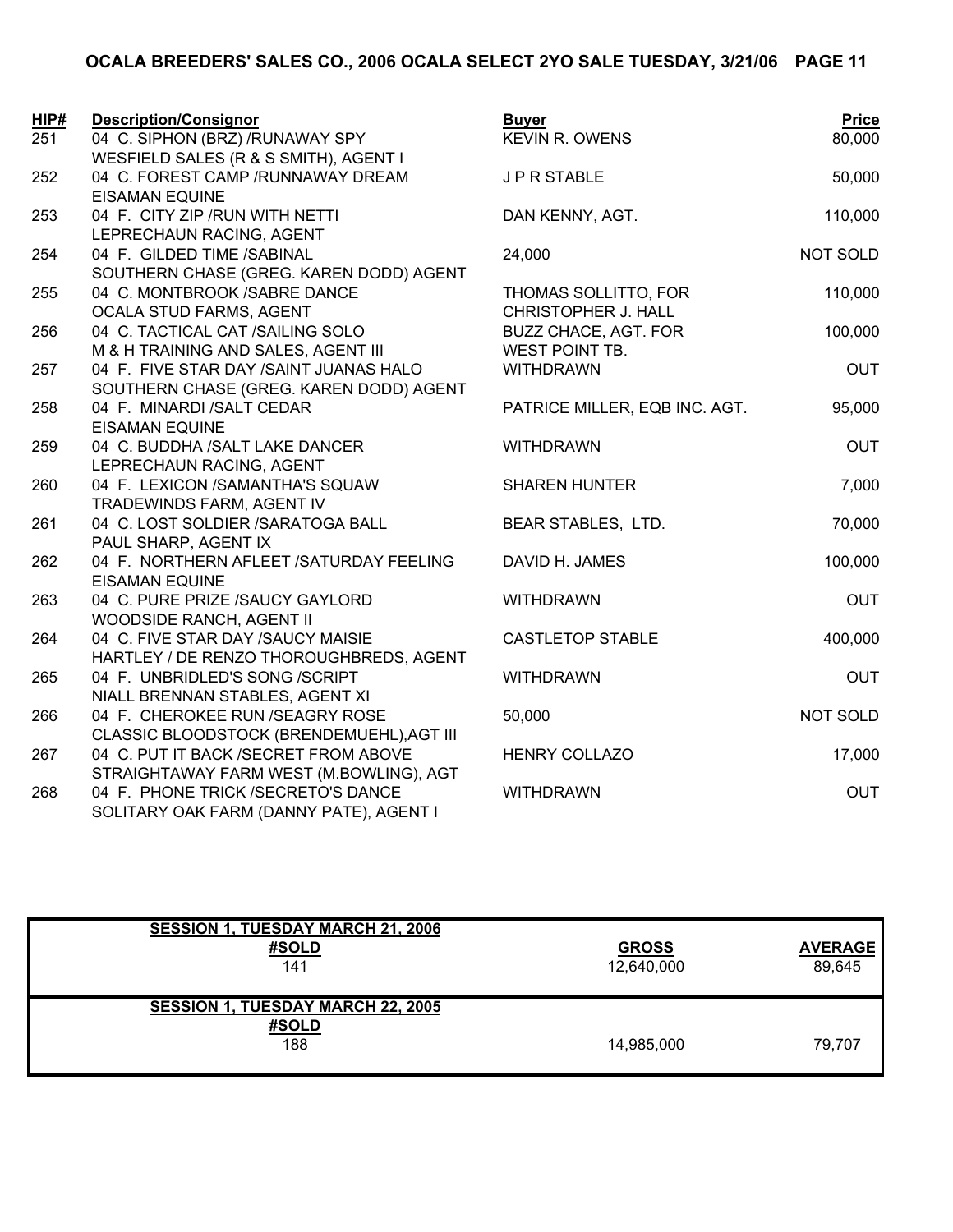# OCALA BREEDERS' SALES CO., 2006 OCALA SELECT 2YO SALE TUESDAY, 3/21/06 PAGE 11

| HIP# | Description/Consignor | Buyer | Price |
|---|---|---|---|
| 251 | 04 C. SIPHON (BRZ) /RUNAWAY SPY<br>WESFIELD SALES (R & S SMITH), AGENT I | KEVIN R. OWENS | 80,000 |
| 252 | 04 C. FOREST CAMP /RUNNAWAY DREAM<br>EISAMAN EQUINE | J P R STABLE | 50,000 |
| 253 | 04 F. CITY ZIP /RUN WITH NETTI<br>LEPRECHAUN RACING, AGENT | DAN KENNY, AGT. | 110,000 |
| 254 | 04 F. GILDED TIME /SABINAL<br>SOUTHERN CHASE (GREG. KAREN DODD) AGENT | 24,000 | NOT SOLD |
| 255 | 04 C. MONTBROOK /SABRE DANCE<br>OCALA STUD FARMS, AGENT | THOMAS SOLLITTO, FOR<br>CHRISTOPHER J. HALL | 110,000 |
| 256 | 04 C. TACTICAL CAT /SAILING SOLO<br>M & H TRAINING AND SALES, AGENT III | BUZZ CHACE, AGT. FOR<br>WEST POINT TB. | 100,000 |
| 257 | 04 F. FIVE STAR DAY /SAINT JUANAS HALO<br>SOUTHERN CHASE (GREG. KAREN DODD) AGENT | WITHDRAWN | OUT |
| 258 | 04 F. MINARDI /SALT CEDAR<br>EISAMAN EQUINE | PATRICE MILLER, EQB INC. AGT. | 95,000 |
| 259 | 04 C. BUDDHA /SALT LAKE DANCER<br>LEPRECHAUN RACING, AGENT | WITHDRAWN | OUT |
| 260 | 04 F. LEXICON /SAMANTHA'S SQUAW<br>TRADEWINDS FARM, AGENT IV | SHAREN HUNTER | 7,000 |
| 261 | 04 C. LOST SOLDIER /SARATOGA BALL<br>PAUL SHARP, AGENT IX | BEAR STABLES, LTD. | 70,000 |
| 262 | 04 F. NORTHERN AFLEET /SATURDAY FEELING<br>EISAMAN EQUINE | DAVID H. JAMES | 100,000 |
| 263 | 04 C. PURE PRIZE /SAUCY GAYLORD<br>WOODSIDE RANCH, AGENT II | WITHDRAWN | OUT |
| 264 | 04 C. FIVE STAR DAY /SAUCY MAISIE<br>HARTLEY / DE RENZO THOROUGHBREDS, AGENT | CASTLETOP STABLE | 400,000 |
| 265 | 04 F. UNBRIDLED'S SONG /SCRIPT<br>NIALL BRENNAN STABLES, AGENT XI | WITHDRAWN | OUT |
| 266 | 04 F. CHEROKEE RUN /SEAGRY ROSE<br>CLASSIC BLOODSTOCK (BRENDEMUEHL),AGT III | 50,000 | NOT SOLD |
| 267 | 04 C. PUT IT BACK /SECRET FROM ABOVE<br>STRAIGHTAWAY FARM WEST (M.BOWLING), AGT | HENRY COLLAZO | 17,000 |
| 268 | 04 F. PHONE TRICK /SECRETO'S DANCE<br>SOLITARY OAK FARM (DANNY PATE), AGENT I | WITHDRAWN | OUT |

| SESSION 1, TUESDAY MARCH 21, 2006<br>#SOLD | GROSS | AVERAGE |
|---|---|---|
| 141 | 12,640,000 | 89,645 |
| **SESSION 1, TUESDAY MARCH 22, 2005**<br>**#SOLD** | | |
| 188 | 14,985,000 | 79,707 |